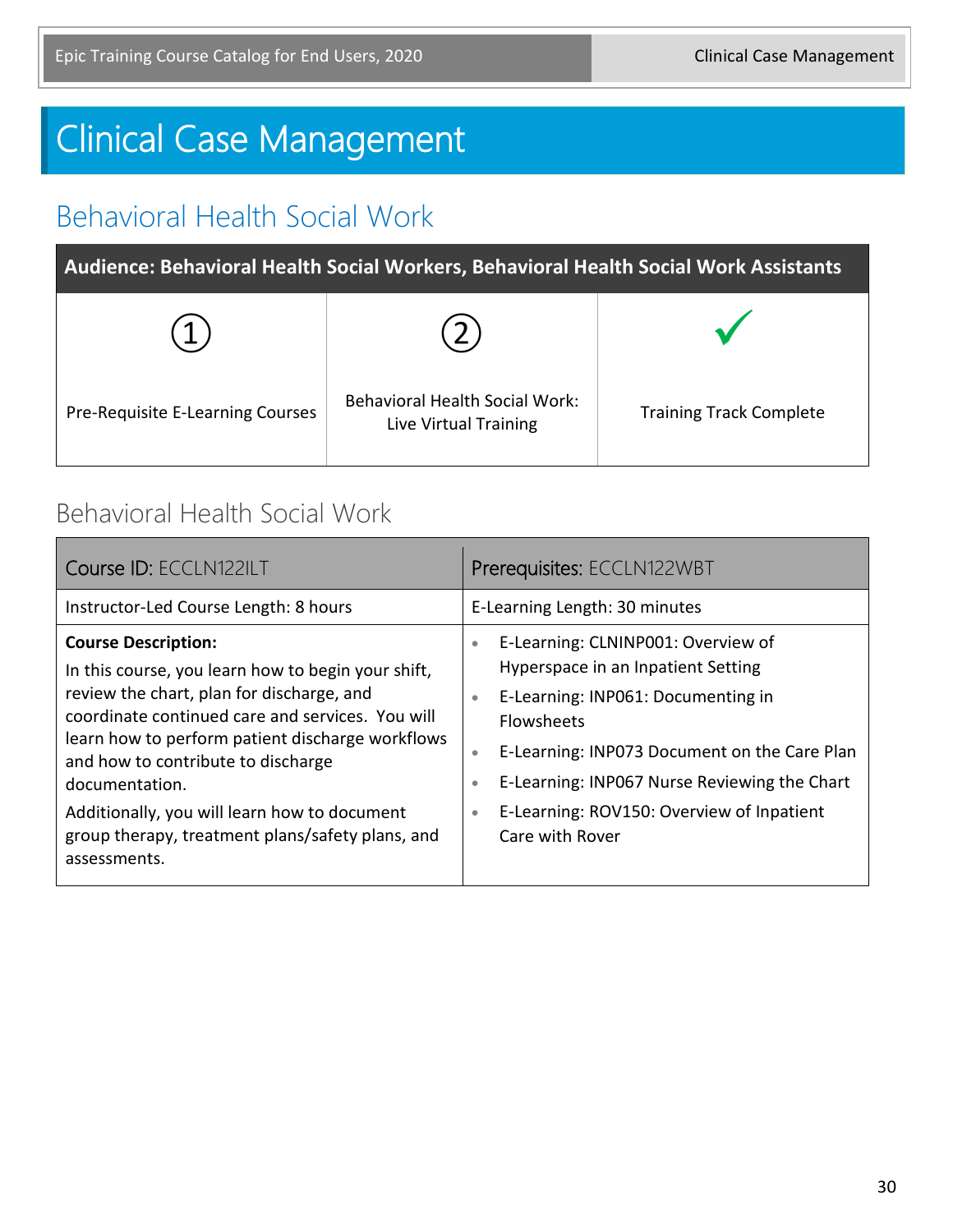# Clinical Case Management

## Behavioral Health Social Work

| Audience: Behavioral Health Social Workers, Behavioral Health Social Work Assistants | | |
|---|---|---|
| ① | ② | ✓ |
| Pre-Requisite E-Learning Courses | Behavioral Health Social Work: Live Virtual Training | Training Track Complete |

### Behavioral Health Social Work

| Course ID: ECCLN122ILT | Prerequisites: ECCLN122WBT |
|---|---|
| Instructor-Led Course Length: 8 hours | E-Learning Length: 30 minutes |
| **Course Description:** In this course, you learn how to begin your shift, review the chart, plan for discharge, and coordinate continued care and services. You will learn how to perform patient discharge workflows and how to contribute to discharge documentation. Additionally, you will learn how to document group therapy, treatment plans/safety plans, and assessments. | • E-Learning: CLNINP001: Overview of Hyperspace in an Inpatient Setting<br>• E-Learning: INP061: Documenting in Flowsheets<br>• E-Learning: INP073 Document on the Care Plan<br>• E-Learning: INP067 Nurse Reviewing the Chart<br>• E-Learning: ROV150: Overview of Inpatient Care with Rover |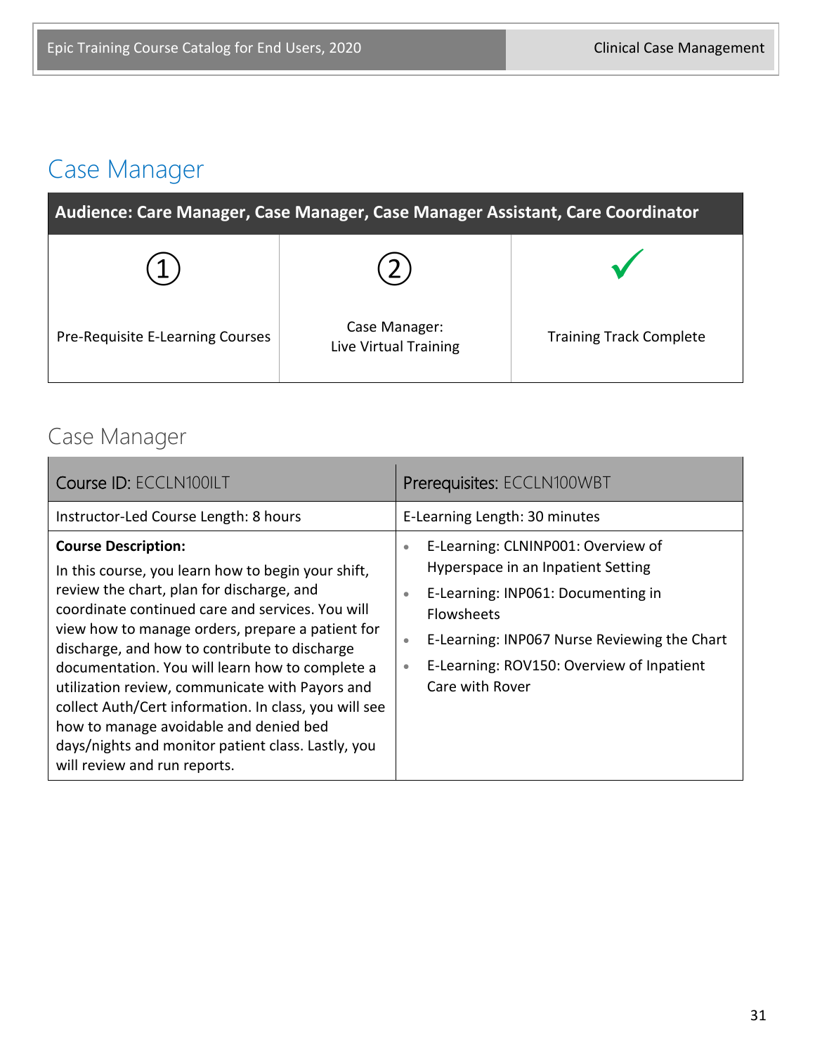# Case Manager

| Audience: Care Manager, Case Manager, Case Manager Assistant, Care Coordinator | | |
|---|---|---|
| ① Pre-Requisite E-Learning Courses | ② Case Manager: Live Virtual Training | ✓ Training Track Complete |

## Case Manager

| Course ID: ECCLN100ILT | Prerequisites: ECCLN100WBT |
|---|---|
| Instructor-Led Course Length: 8 hours | E-Learning Length: 30 minutes |
| **Course Description:** In this course, you learn how to begin your shift, review the chart, plan for discharge, and coordinate continued care and services. You will view how to manage orders, prepare a patient for discharge, and how to contribute to discharge documentation. You will learn how to complete a utilization review, communicate with Payors and collect Auth/Cert information. In class, you will see how to manage avoidable and denied bed days/nights and monitor patient class. Lastly, you will review and run reports. | • E-Learning: CLNINP001: Overview of Hyperspace in an Inpatient Setting<br>• E-Learning: INP061: Documenting in Flowsheets<br>• E-Learning: INP067 Nurse Reviewing the Chart<br>• E-Learning: ROV150: Overview of Inpatient Care with Rover |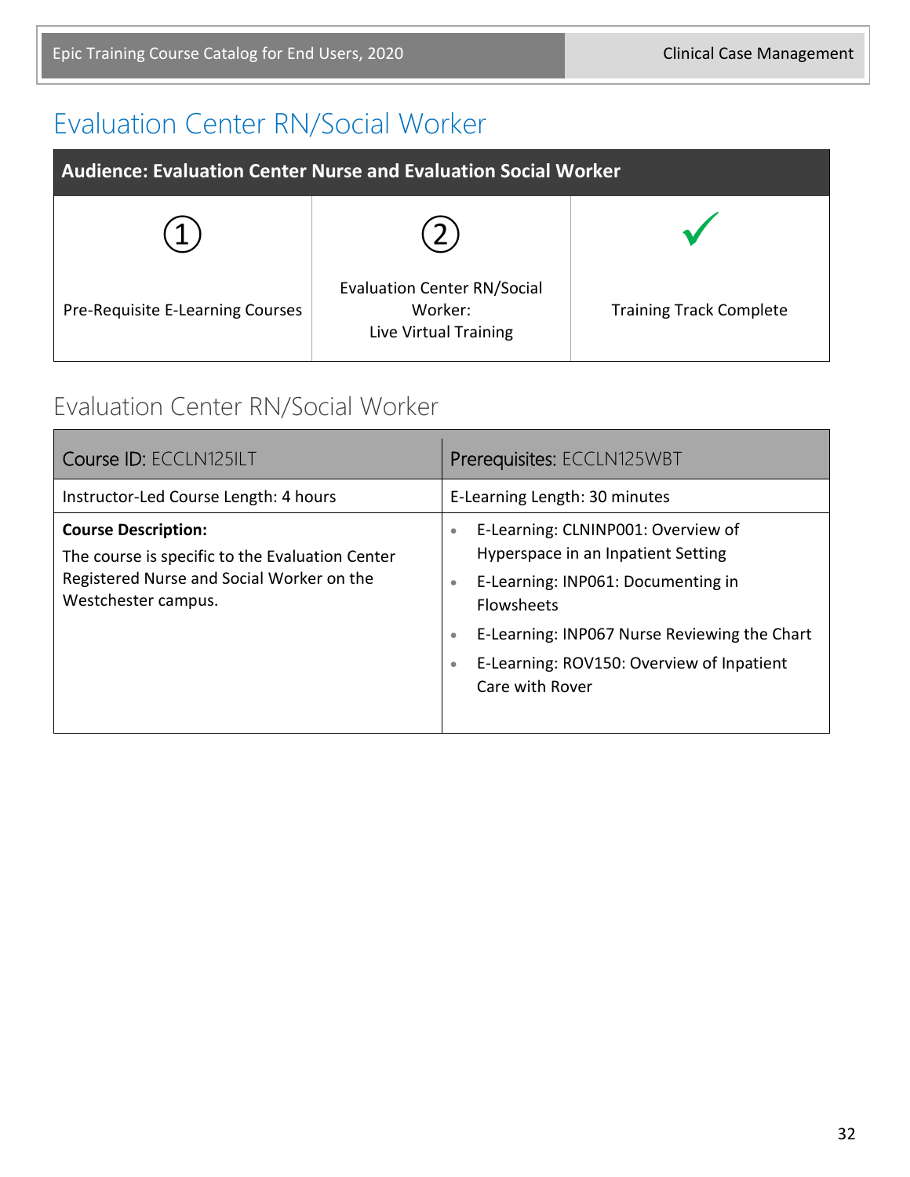# Evaluation Center RN/Social Worker

| Audience: Evaluation Center Nurse and Evaluation Social Worker | | |
|---|---|---|
| ① | ② | ✓ |
| Pre-Requisite E-Learning Courses | Evaluation Center RN/Social Worker: Live Virtual Training | Training Track Complete |

## Evaluation Center RN/Social Worker

| Course ID: ECCLN125ILT | Prerequisites: ECCLN125WBT |
|---|---|
| Instructor-Led Course Length: 4 hours | E-Learning Length: 30 minutes |
| **Course Description:** The course is specific to the Evaluation Center Registered Nurse and Social Worker on the Westchester campus. | • E-Learning: CLNINP001: Overview of Hyperspace in an Inpatient Setting<br>• E-Learning: INP061: Documenting in Flowsheets<br>• E-Learning: INP067 Nurse Reviewing the Chart<br>• E-Learning: ROV150: Overview of Inpatient Care with Rover |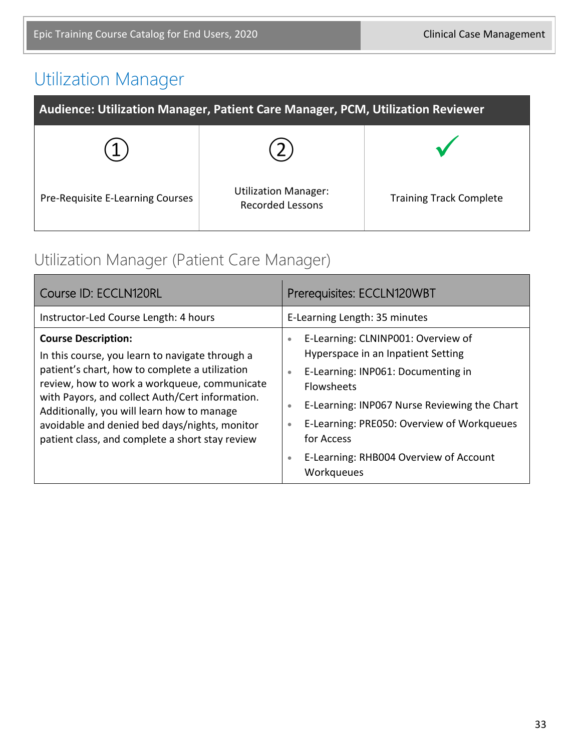# Utilization Manager

| Audience: Utilization Manager, Patient Care Manager, PCM, Utilization Reviewer | | |
|---|---|---|
| ① Pre-Requisite E-Learning Courses | ② Utilization Manager: Recorded Lessons | ✓ Training Track Complete |

## Utilization Manager (Patient Care Manager)

| Course ID: ECCLN120RL | Prerequisites: ECCLN120WBT |
|---|---|
| Instructor-Led Course Length: 4 hours | E-Learning Length: 35 minutes |
| **Course Description:** In this course, you learn to navigate through a patient's chart, how to complete a utilization review, how to work a workqueue, communicate with Payors, and collect Auth/Cert information. Additionally, you will learn how to manage avoidable and denied bed days/nights, monitor patient class, and complete a short stay review | • E-Learning: CLNINP001: Overview of Hyperspace in an Inpatient Setting<br>• E-Learning: INP061: Documenting in Flowsheets<br>• E-Learning: INP067 Nurse Reviewing the Chart<br>• E-Learning: PRE050: Overview of Workqueues for Access<br>• E-Learning: RHB004 Overview of Account Workqueues |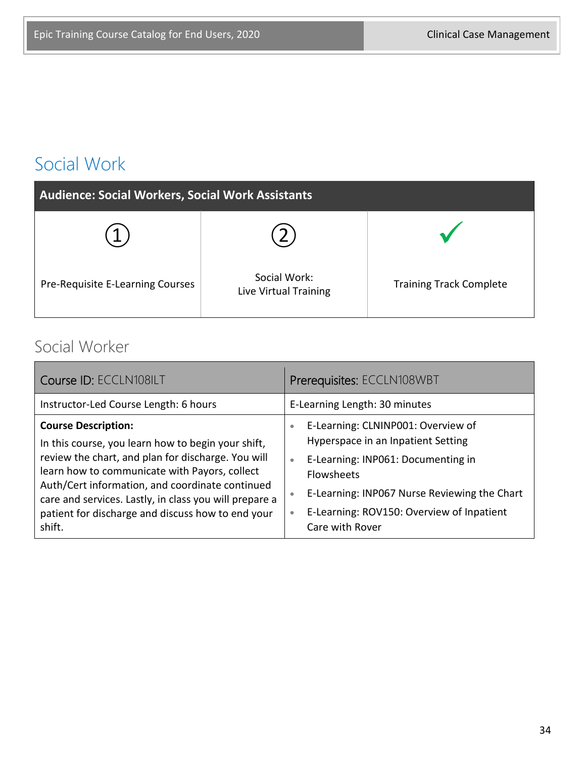# Social Work

| Audience: Social Workers, Social Work Assistants | | |
|---|---|---|
| ① Pre-Requisite E-Learning Courses | ② Social Work: Live Virtual Training | ✓ Training Track Complete |

## Social Worker

| Course ID: ECCLN108ILT | Prerequisites: ECCLN108WBT |
|---|---|
| Instructor-Led Course Length: 6 hours | E-Learning Length: 30 minutes |
| **Course Description:** In this course, you learn how to begin your shift, review the chart, and plan for discharge. You will learn how to communicate with Payors, collect Auth/Cert information, and coordinate continued care and services. Lastly, in class you will prepare a patient for discharge and discuss how to end your shift. | • E-Learning: CLNINP001: Overview of Hyperspace in an Inpatient Setting<br>• E-Learning: INP061: Documenting in Flowsheets<br>• E-Learning: INP067 Nurse Reviewing the Chart<br>• E-Learning: ROV150: Overview of Inpatient Care with Rover |